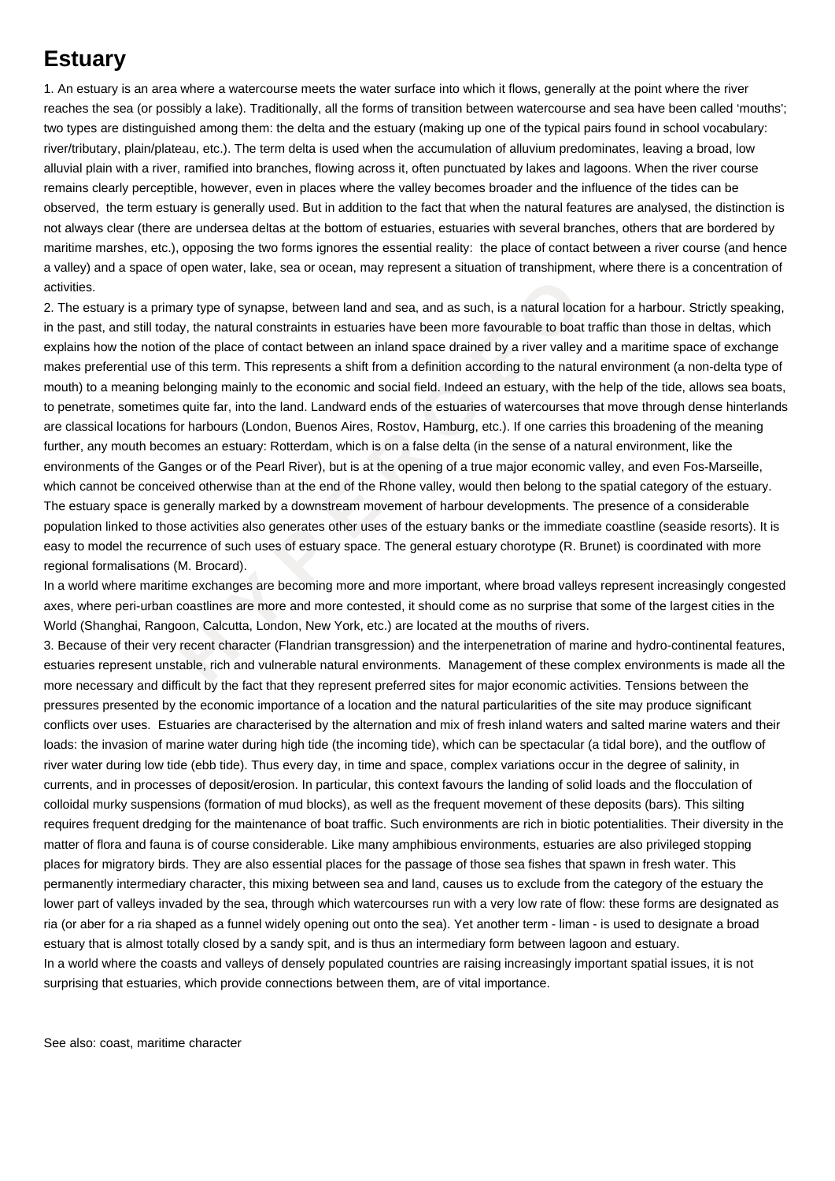# Estuary

1. An estuary is an area where a watercourse meets the water surface into which it flows, generally at the point where the river reaches the sea (or possibly a lake). Traditionally, all the forms of transition between watercourse and sea have been called 'mouths'; two types are distinguished among them: the delta and the estuary (making up one of the typical pairs found in school vocabulary: river/tributary, plain/plateau, etc.). The term delta is used when the accumulation of alluvium predominates, leaving a broad, low alluvial plain with a river, ramified into branches, flowing across it, often punctuated by lakes and lagoons. When the river course remains clearly perceptible, however, even in places where the valley becomes broader and the influence of the tides can be observed, the term estuary is generally used. But in addition to the fact that when the natural features are analysed, the distinction is not always clear (there are undersea deltas at the bottom of estuaries, estuaries with several branches, others that are bordered by maritime marshes, etc.), opposing the two forms ignores the essential reality: the place of contact between a river course (and hence a valley) and a space of open water, lake, sea or ocean, may represent a situation of transhipment, where there is a concentration of activities.

2. The estuary is a primary type of synapse, between land and sea, and as such, is a natural location for a harbour. Strictly speaking, in the past, and still today, the natural constraints in estuaries have been more favourable to boat traffic than those in deltas, which explains how the notion of the place of contact between an inland space drained by a river valley and a maritime space of exchange makes preferential use of this term. This represents a shift from a definition according to the natural environment (a non-delta type of mouth) to a meaning belonging mainly to the economic and social field. Indeed an estuary, with the help of the tide, allows sea boats, to penetrate, sometimes quite far, into the land. Landward ends of the estuaries of watercourses that move through dense hinterlands are classical locations for harbours (London, Buenos Aires, Rostov, Hamburg, etc.). If one carries this broadening of the meaning further, any mouth becomes an estuary: Rotterdam, which is on a false delta (in the sense of a natural environment, like the environments of the Ganges or of the Pearl River), but is at the opening of a true major economic valley, and even Fos-Marseille, which cannot be conceived otherwise than at the end of the Rhone valley, would then belong to the spatial category of the estuary. The estuary space is generally marked by a downstream movement of harbour developments. The presence of a considerable population linked to those activities also generates other uses of the estuary banks or the immediate coastline (seaside resorts). It is easy to model the recurrence of such uses of estuary space. The general estuary chorotype (R. Brunet) is coordinated with more regional formalisations (M. Brocard).

In a world where maritime exchanges are becoming more and more important, where broad valleys represent increasingly congested axes, where peri-urban coastlines are more and more contested, it should come as no surprise that some of the largest cities in the World (Shanghai, Rangoon, Calcutta, London, New York, etc.) are located at the mouths of rivers.

3. Because of their very recent character (Flandrian transgression) and the interpenetration of marine and hydro-continental features, estuaries represent unstable, rich and vulnerable natural environments. Management of these complex environments is made all the more necessary and difficult by the fact that they represent preferred sites for major economic activities. Tensions between the pressures presented by the economic importance of a location and the natural particularities of the site may produce significant conflicts over uses. Estuaries are characterised by the alternation and mix of fresh inland waters and salted marine waters and their loads: the invasion of marine water during high tide (the incoming tide), which can be spectacular (a tidal bore), and the outflow of river water during low tide (ebb tide). Thus every day, in time and space, complex variations occur in the degree of salinity, in currents, and in processes of deposit/erosion. In particular, this context favours the landing of solid loads and the flocculation of colloidal murky suspensions (formation of mud blocks), as well as the frequent movement of these deposits (bars). This silting requires frequent dredging for the maintenance of boat traffic. Such environments are rich in biotic potentialities. Their diversity in the matter of flora and fauna is of course considerable. Like many amphibious environments, estuaries are also privileged stopping places for migratory birds. They are also essential places for the passage of those sea fishes that spawn in fresh water. This permanently intermediary character, this mixing between sea and land, causes us to exclude from the category of the estuary the lower part of valleys invaded by the sea, through which watercourses run with a very low rate of flow: these forms are designated as ria (or aber for a ria shaped as a funnel widely opening out onto the sea). Yet another term - liman - is used to designate a broad estuary that is almost totally closed by a sandy spit, and is thus an intermediary form between lagoon and estuary.

In a world where the coasts and valleys of densely populated countries are raising increasingly important spatial issues, it is not surprising that estuaries, which provide connections between them, are of vital importance.

See also: coast, maritime character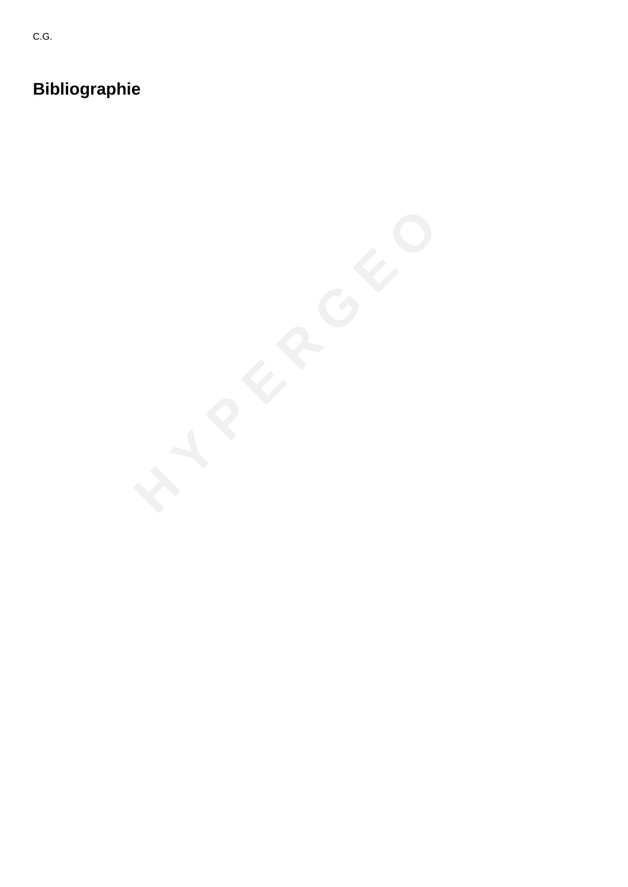C.G.

## Bibliographie